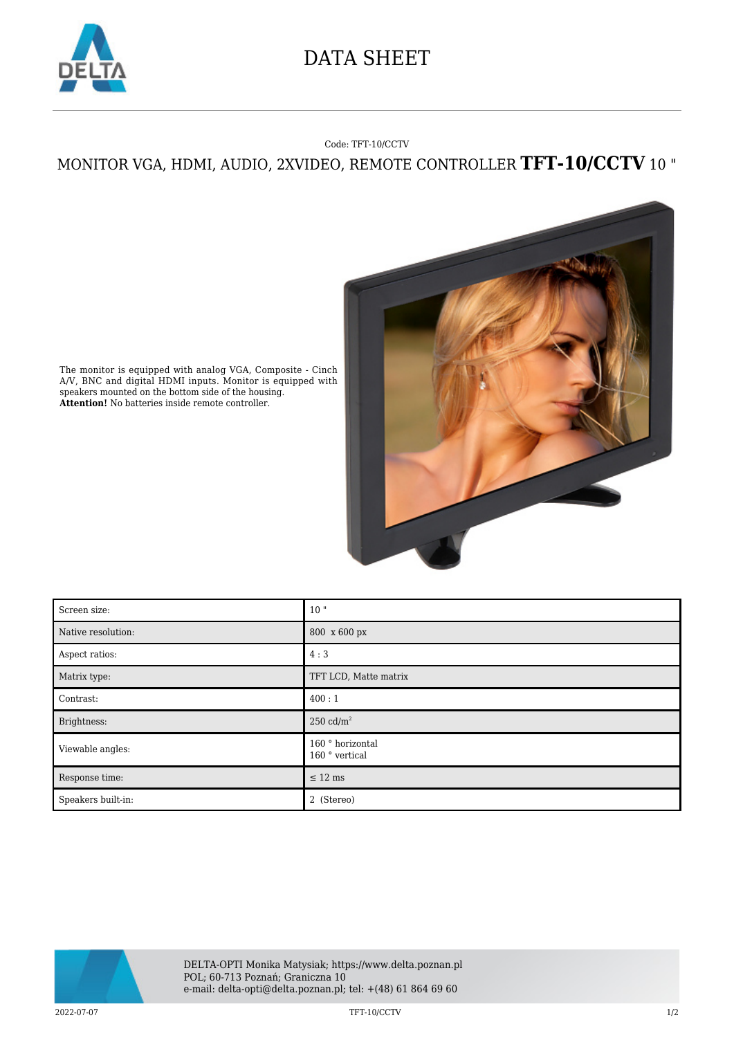# DATA SHEET

Code: TFT-10/CCTV

## MONITOR VGA, HDMI, AUDIO, 2XVIDEO, REMOTE CONTROLLER **TFT-10/CCTV** 10 "

The monitor is equipped with analog VGA, Composite - Cinch A/V, BNC and digital HDMI inputs. Monitor is equipped with speakers mounted on the bottom side of the housing.
**Attention!** No batteries inside remote controller.

| | |
|---|---|
| Screen size: | 10 " |
| Native resolution: | 800 x 600 px |
| Aspect ratios: | 4 : 3 |
| Matrix type: | TFT LCD, Matte matrix |
| Contrast: | 400 : 1 |
| Brightness: | 250 cd/m$^2$ |
| Viewable angles: | 160 ° horizontal<br>160 ° vertical |
| Response time: | ≤ 12 ms |
| Speakers built-in: | 2 (Stereo) |

DELTA-OPTI Monika Matysiak; https://www.delta.poznan.pl
POL; 60-713 Poznań; Graniczna 10
e-mail: delta-opti@delta.poznan.pl; tel: +(48) 61 864 69 60

2022-07-07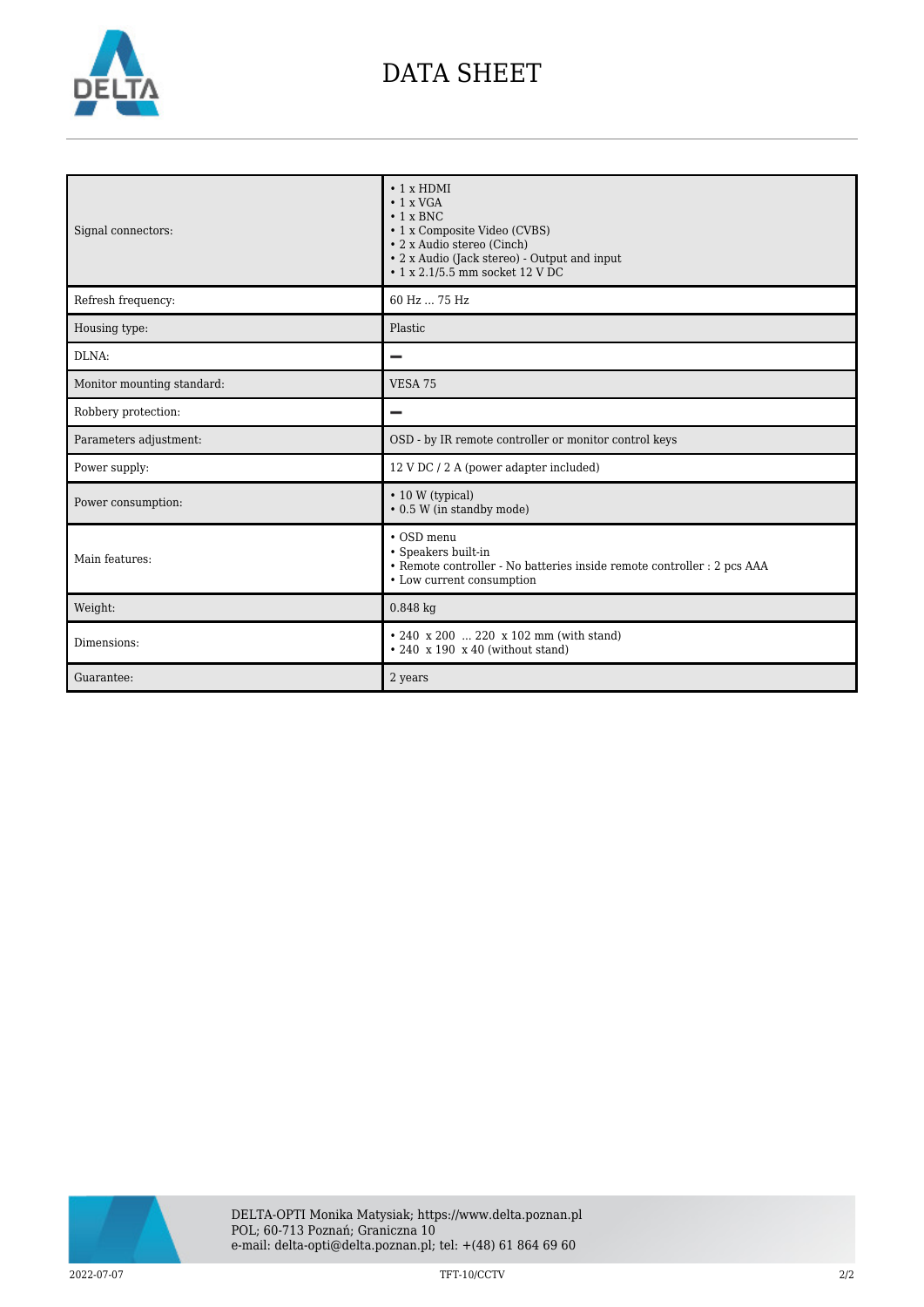# DATA SHEET

| | |
|---|---|
| Signal connectors: | • 1 x HDMI<br>• 1 x VGA<br>• 1 x BNC<br>• 1 x Composite Video (CVBS)<br>• 2 x Audio stereo (Cinch)<br>• 2 x Audio (Jack stereo) - Output and input<br>• 1 x 2.1/5.5 mm socket 12 V DC |
| Refresh frequency: | 60 Hz ... 75 Hz |
| Housing type: | Plastic |
| DLNA: | – |
| Monitor mounting standard: | VESA 75 |
| Robbery protection: | – |
| Parameters adjustment: | OSD - by IR remote controller or monitor control keys |
| Power supply: | 12 V DC / 2 A (power adapter included) |
| Power consumption: | • 10 W (typical)<br>• 0.5 W (in standby mode) |
| Main features: | • OSD menu<br>• Speakers built-in<br>• Remote controller - No batteries inside remote controller : 2 pcs AAA<br>• Low current consumption |
| Weight: | 0.848 kg |
| Dimensions: | • 240 x 200 ... 220 x 102 mm (with stand)<br>• 240 x 190 x 40 (without stand) |
| Guarantee: | 2 years |

DELTA-OPTI Monika Matysiak; https://www.delta.poznan.pl
POL; 60-713 Poznań; Graniczna 10
e-mail: delta-opti@delta.poznan.pl; tel: +(48) 61 864 69 60

2022-07-07 TFT-10/CCTV